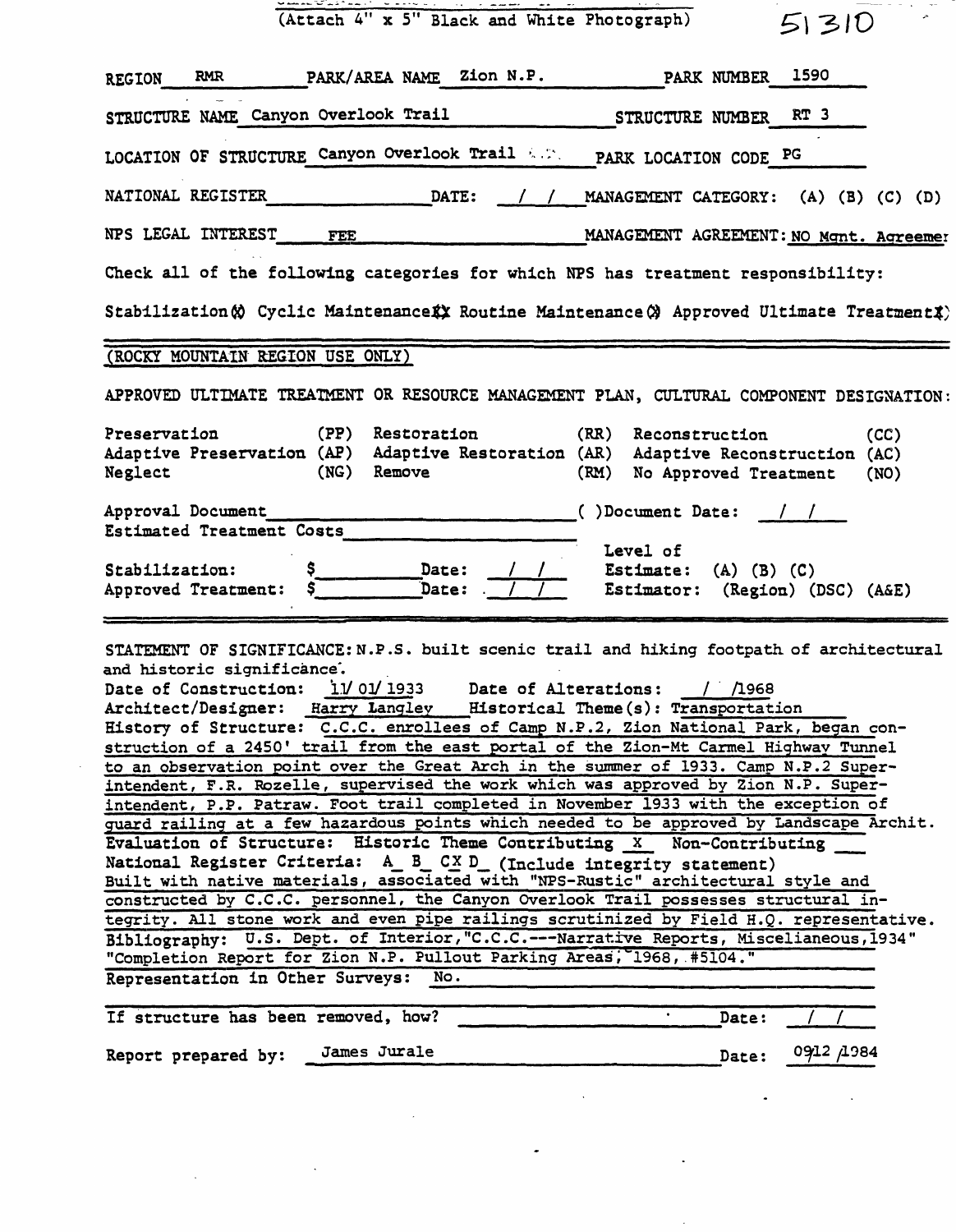(Attach 4" x 5" Black and White Photograph)                51310

REGION RMR    PARK/AREA NAME Zion N.P.    PARK NUMBER 1590

STRUCTURE NAME Canyon Overlook Trail    STRUCTURE NUMBER RT 3

LOCATION OF STRUCTURE Canyon Overlook Trail    PARK LOCATION CODE PG

NATIONAL REGISTER ______ DATE: / /    MANAGEMENT CATEGORY: (A) (B) (C) (D)

NPS LEGAL INTEREST FEE    MANAGEMENT AGREEMENT: NO Mgnt. Agreemer

Check all of the following categories for which NPS has treatment responsibility:

Stabilization(X) Cyclic Maintenance(X) Routine Maintenance(X) Approved Ultimate Treatment(X)

---

(ROCKY MOUNTAIN REGION USE ONLY)

APPROVED ULTIMATE TREATMENT OR RESOURCE MANAGEMENT PLAN, CULTURAL COMPONENT DESIGNATION:

| | | | | | |
|---|---|---|---|---|---|
| Preservation | (PP) | Restoration | (RR) | Reconstruction | (CC) |
| Adaptive Preservation | (AP) | Adaptive Restoration | (AR) | Adaptive Reconstruction | (AC) |
| Neglect | (NG) | Remove | (RM) | No Approved Treatment | (NO) |

Approval Document ______ ( )Document Date: / /

Estimated Treatment Costs ______

Stabilization: $______ Date: / /    Level of Estimate: (A) (B) (C)

Approved Treatment: $______ Date: / /    Estimator: (Region) (DSC) (A&E)

---

STATEMENT OF SIGNIFICANCE: N.P.S. built scenic trail and hiking footpath of architectural and historic significance.

Date of Construction: 11/01/1933    Date of Alterations: / /1968

Architect/Designer: Harry Langley    Historical Theme(s): Transportation

History of Structure: C.C.C. enrollees of Camp N.P.2, Zion National Park, began construction of a 2450' trail from the east portal of the Zion-Mt Carmel Highway Tunnel to an observation point over the Great Arch in the summer of 1933. Camp N.P.2 Superintendent, F.R. Rozelle, supervised the work which was approved by Zion N.P. Superintendent, P.P. Patraw. Foot trail completed in November 1933 with the exception of guard railing at a few hazardous points which needed to be approved by Landscape Archit.

Evaluation of Structure: Historic Theme Contributing X Non-Contributing ___

National Register Criteria: A_ B_ CX D_ (Include integrity statement)

Built with native materials, associated with "NPS-Rustic" architectural style and constructed by C.C.C. personnel, the Canyon Overlook Trail possesses structural integrity. All stone work and even pipe railings scrutinized by Field H.Q. representative.

Bibliography: U.S. Dept. of Interior, "C.C.C.---Narrative Reports, Miscelianeous, 1934" "Completion Report for Zion N.P. Pullout Parking Areas, 1968, #5104."

Representation in Other Surveys: No.

If structure has been removed, how? ______ Date: / /

Report prepared by: James Jurale    Date: 09/12/1984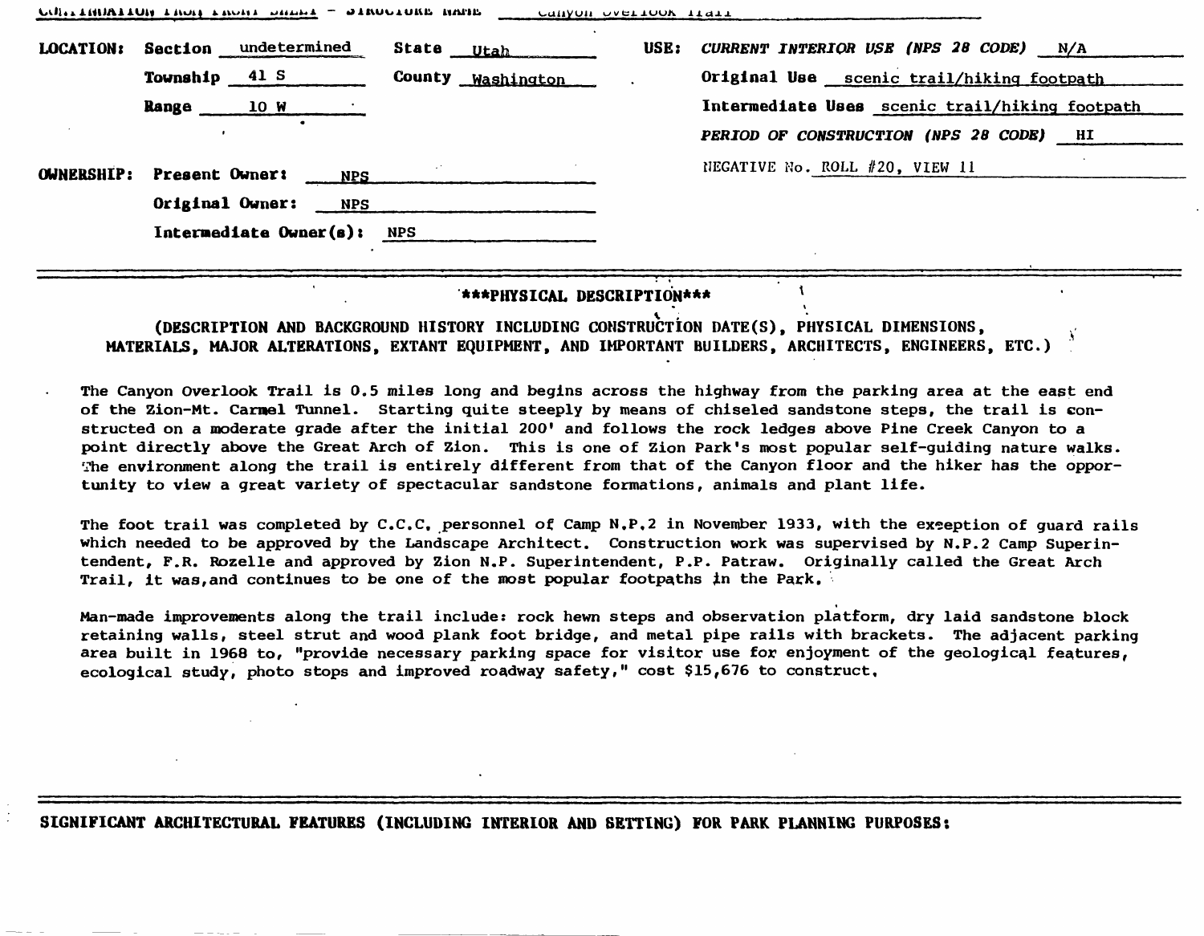CONTINUATION FROM FRONT SHEET - STRUCTURE NAME Canyon Overlook Trail

**LOCATION:** **Section** undetermined **State** Utah
**Township** 41 S **County** Washington
**Range** 10 W

**OWNERSHIP:** **Present Owner:** NPS
**Original Owner:** NPS
**Intermediate Owner(s):** NPS

**USE:** *CURRENT INTERIOR USE (NPS 28 CODE)* N/A
**Original Use** scenic trail/hiking footpath
**Intermediate Uses** scenic trail/hiking footpath
*PERIOD OF CONSTRUCTION (NPS 28 CODE)* HI
NEGATIVE No. ROLL #20, VIEW 11

## ***PHYSICAL DESCRIPTION***

(DESCRIPTION AND BACKGROUND HISTORY INCLUDING CONSTRUCTION DATE(S), PHYSICAL DIMENSIONS, MATERIALS, MAJOR ALTERATIONS, EXTANT EQUIPMENT, AND IMPORTANT BUILDERS, ARCHITECTS, ENGINEERS, ETC.)

The Canyon Overlook Trail is 0.5 miles long and begins across the highway from the parking area at the east end of the Zion-Mt. Carmel Tunnel. Starting quite steeply by means of chiseled sandstone steps, the trail is constructed on a moderate grade after the initial 200' and follows the rock ledges above Pine Creek Canyon to a point directly above the Great Arch of Zion. This is one of Zion Park's most popular self-guiding nature walks. The environment along the trail is entirely different from that of the Canyon floor and the hiker has the opportunity to view a great variety of spectacular sandstone formations, animals and plant life.

The foot trail was completed by C.C.C. personnel of Camp N.P.2 in November 1933, with the exception of guard rails which needed to be approved by the Landscape Architect. Construction work was supervised by N.P.2 Camp Superintendent, F.R. Rozelle and approved by Zion N.P. Superintendent, P.P. Patraw. Originally called the Great Arch Trail, it was,and continues to be one of the most popular footpaths in the Park.

Man-made improvements along the trail include: rock hewn steps and observation platform, dry laid sandstone block retaining walls, steel strut and wood plank foot bridge, and metal pipe rails with brackets. The adjacent parking area built in 1968 to, "provide necessary parking space for visitor use for enjoyment of the geological features, ecological study, photo stops and improved roadway safety," cost $15,676 to construct.

**SIGNIFICANT ARCHITECTURAL FEATURES (INCLUDING INTERIOR AND SETTING) FOR PARK PLANNING PURPOSES:**